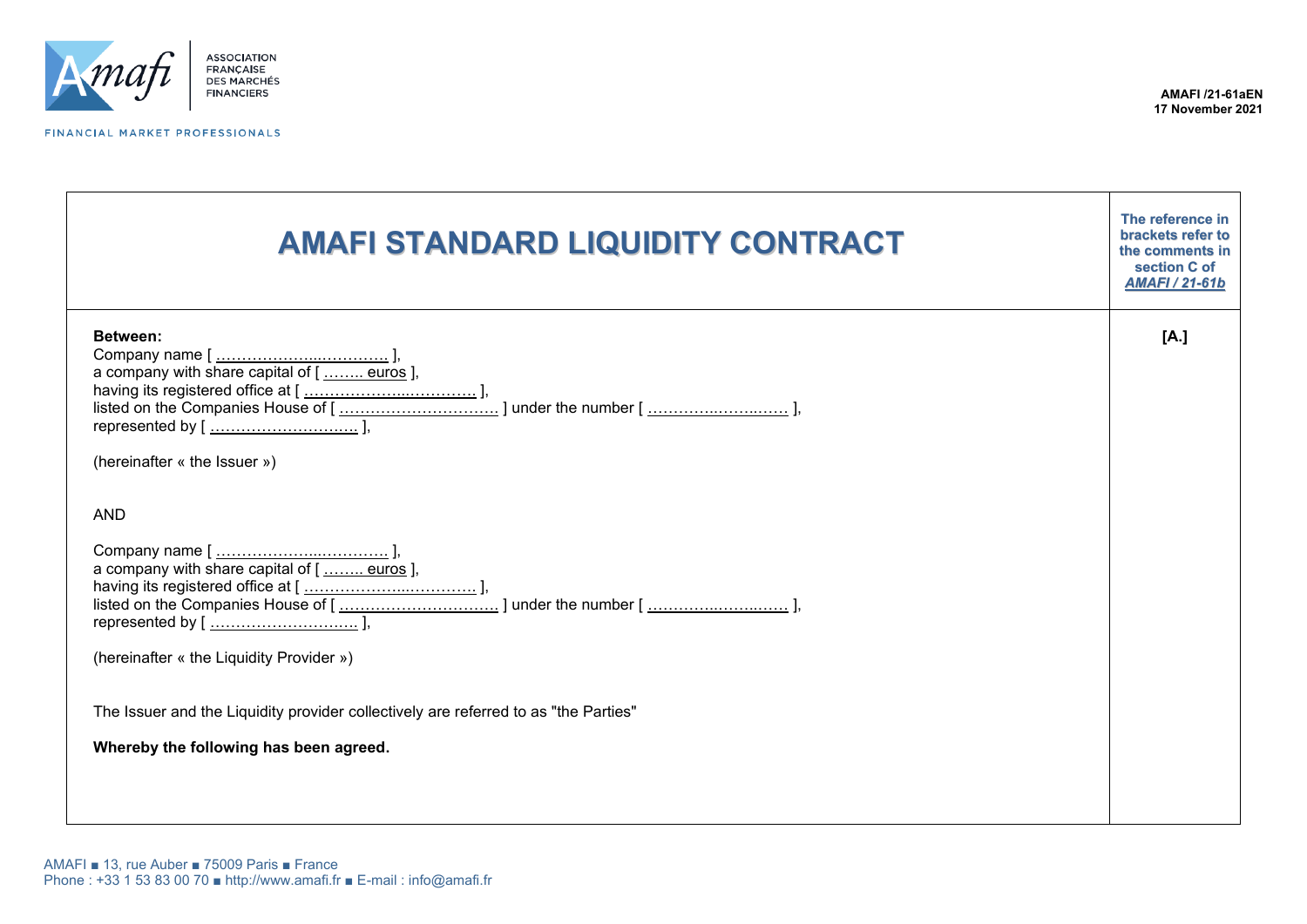AMAFI /21-61aEN
17 November 2021

| # AMAFI STANDARD LIQUIDITY CONTRACT | **The reference in brackets refer to the comments in section C of *AMAFI / 21-61b*** |
| --- | --- |
| **Between:**<br>Company name [ ……………….……….. ],<br>a company with share capital of [ …….. euros ],<br>having its registered office at [ ……………….………… ],<br>listed on the Companies House of [ ………………………… ] under the number [ ……….….….….… ],<br>represented by [ ……………………… ],<br><br>(hereinafter « the Issuer »)<br><br>AND<br><br>Company name [ ……………….……….. ],<br>a company with share capital of [ …….. euros ],<br>having its registered office at [ ……………….………… ],<br>listed on the Companies House of [ ………………………… ] under the number [ ……….….….….… ],<br>represented by [ ……………………… ],<br><br>(hereinafter « the Liquidity Provider »)<br><br>The Issuer and the Liquidity provider collectively are referred to as "the Parties"<br><br>**Whereby the following has been agreed.** | **[A.]** |

AMAFI ■ 13, rue Auber ■ 75009 Paris ■ France
Phone : +33 1 53 83 00 70 ■ http://www.amafi.fr ■ E-mail : info@amafi.fr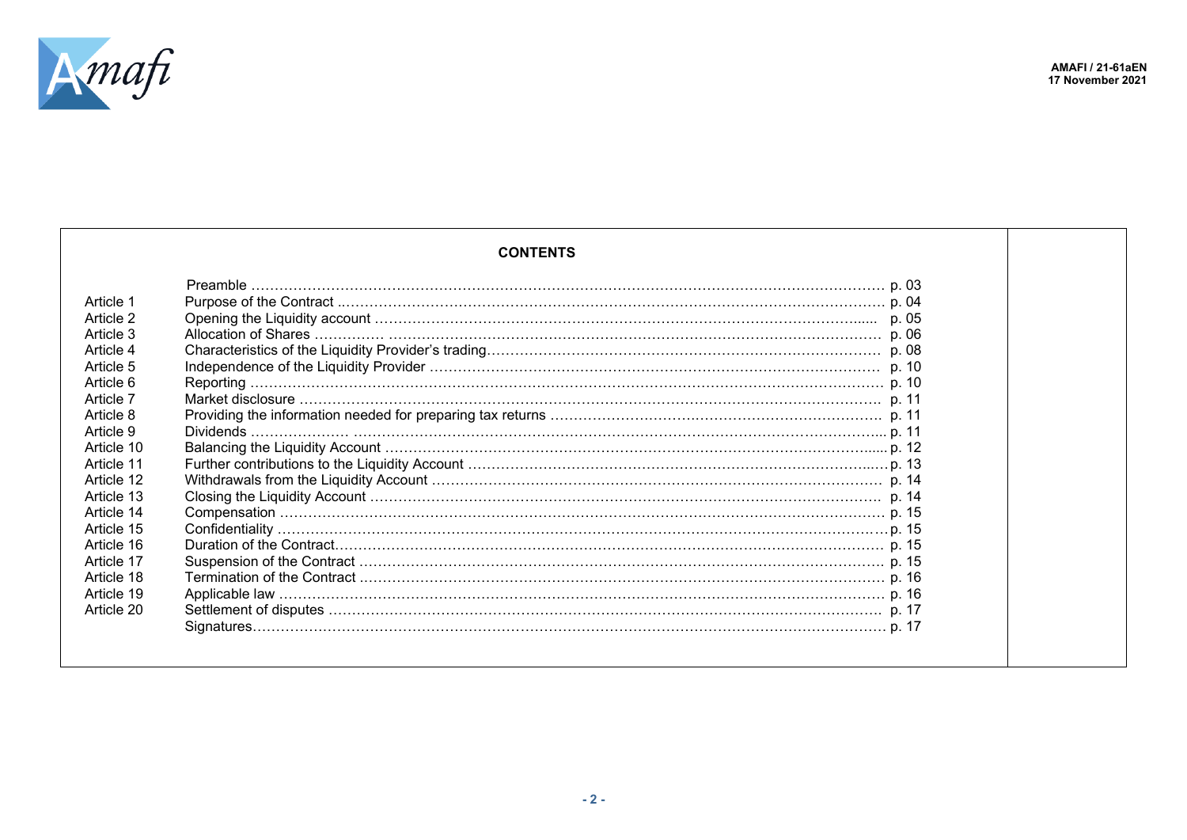## CONTENTS

| | | |
|---|---|---|
| | Preamble | p. 03 |
| Article 1 | Purpose of the Contract | p. 04 |
| Article 2 | Opening the Liquidity account | p. 05 |
| Article 3 | Allocation of Shares | p. 06 |
| Article 4 | Characteristics of the Liquidity Provider's trading | p. 08 |
| Article 5 | Independence of the Liquidity Provider | p. 10 |
| Article 6 | Reporting | p. 10 |
| Article 7 | Market disclosure | p. 11 |
| Article 8 | Providing the information needed for preparing tax returns | p. 11 |
| Article 9 | Dividends | p. 11 |
| Article 10 | Balancing the Liquidity Account | p. 12 |
| Article 11 | Further contributions to the Liquidity Account | p. 13 |
| Article 12 | Withdrawals from the Liquidity Account | p. 14 |
| Article 13 | Closing the Liquidity Account | p. 14 |
| Article 14 | Compensation | p. 15 |
| Article 15 | Confidentiality | p. 15 |
| Article 16 | Duration of the Contract | p. 15 |
| Article 17 | Suspension of the Contract | p. 15 |
| Article 18 | Termination of the Contract | p. 16 |
| Article 19 | Applicable law | p. 16 |
| Article 20 | Settlement of disputes | p. 17 |
| | Signatures | p. 17 |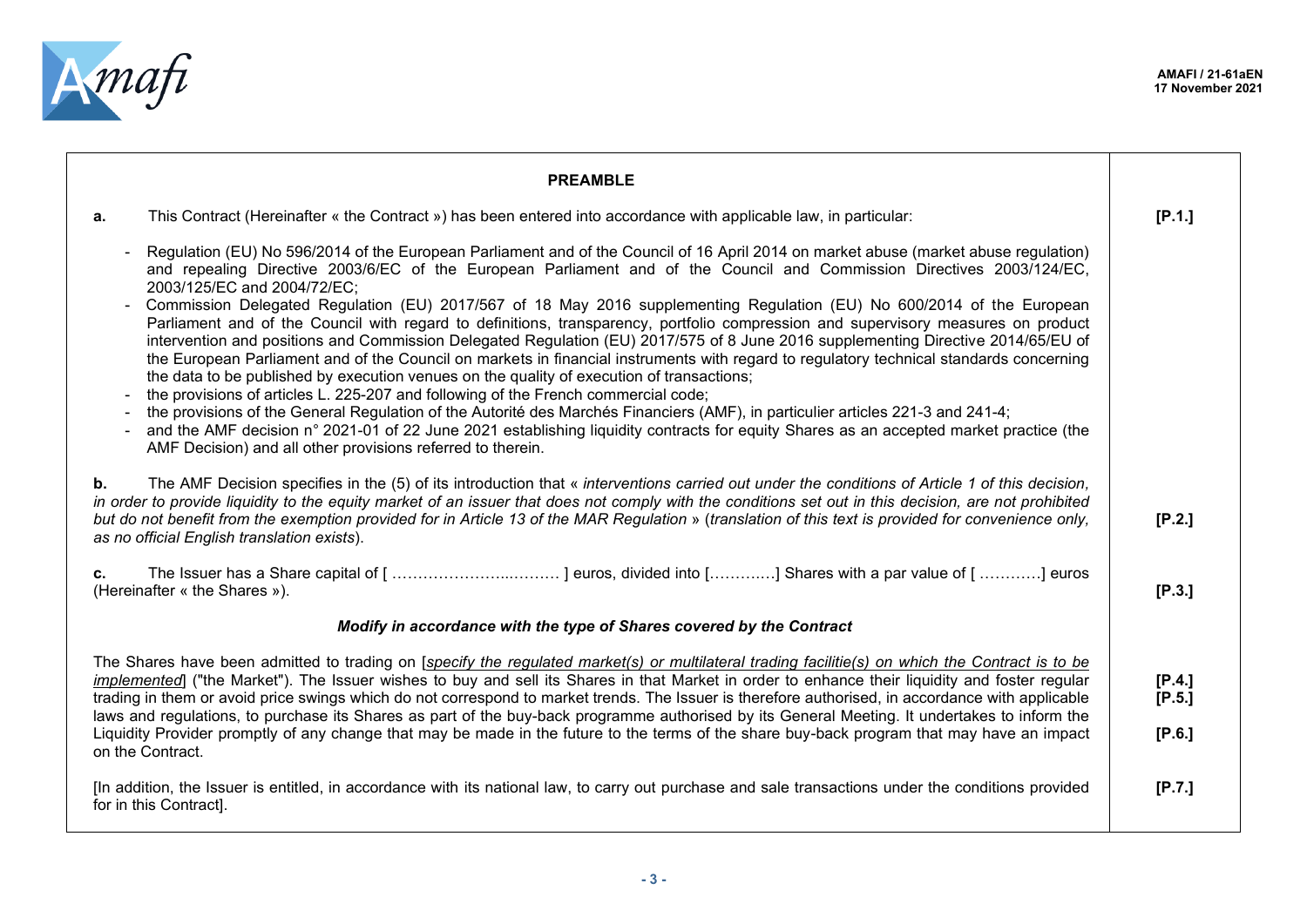## PREAMBLE

| | |
|---|---|
| **a.** This Contract (Hereinafter « the Contract ») has been entered into accordance with applicable law, in particular:<br><br>- Regulation (EU) No 596/2014 of the European Parliament and of the Council of 16 April 2014 on market abuse (market abuse regulation) and repealing Directive 2003/6/EC of the European Parliament and of the Council and Commission Directives 2003/124/EC, 2003/125/EC and 2004/72/EC;<br>- Commission Delegated Regulation (EU) 2017/567 of 18 May 2016 supplementing Regulation (EU) No 600/2014 of the European Parliament and of the Council with regard to definitions, transparency, portfolio compression and supervisory measures on product intervention and positions and Commission Delegated Regulation (EU) 2017/575 of 8 June 2016 supplementing Directive 2014/65/EU of the European Parliament and of the Council on markets in financial instruments with regard to regulatory technical standards concerning the data to be published by execution venues on the quality of execution of transactions;<br>- the provisions of articles L. 225-207 and following of the French commercial code;<br>- the provisions of the General Regulation of the Autorité des Marchés Financiers (AMF), in particulier articles 221-3 and 241-4;<br>- and the AMF decision n° 2021-01 of 22 June 2021 establishing liquidity contracts for equity Shares as an accepted market practice (the AMF Decision) and all other provisions referred to therein. | **[P.1.]** |
| **b.** The AMF Decision specifies in the (5) of its introduction that « *interventions carried out under the conditions of Article 1 of this decision, in order to provide liquidity to the equity market of an issuer that does not comply with the conditions set out in this decision, are not prohibited but do not benefit from the exemption provided for in Article 13 of the MAR Regulation* » (*translation of this text is provided for convenience only, as no official English translation exists*). | **[P.2.]** |
| **c.** The Issuer has a Share capital of [ ………………….……… ] euros, divided into […………] Shares with a par value of [ …………] euros (Hereinafter « the Shares »). | **[P.3.]** |
| ***Modify in accordance with the type of Shares covered by the Contract*** | |
| The Shares have been admitted to trading on [*specify the regulated market(s) or multilateral trading facilitie(s) on which the Contract is to be implemented*] ("the Market"). The Issuer wishes to buy and sell its Shares in that Market in order to enhance their liquidity and foster regular trading in them or avoid price swings which do not correspond to market trends. The Issuer is therefore authorised, in accordance with applicable laws and regulations, to purchase its Shares as part of the buy-back programme authorised by its General Meeting. It undertakes to inform the Liquidity Provider promptly of any change that may be made in the future to the terms of the share buy-back program that may have an impact on the Contract. | **[P.4.]**<br>**[P.5.]**<br>**[P.6.]** |
| [In addition, the Issuer is entitled, in accordance with its national law, to carry out purchase and sale transactions under the conditions provided for in this Contract]. | **[P.7.]** |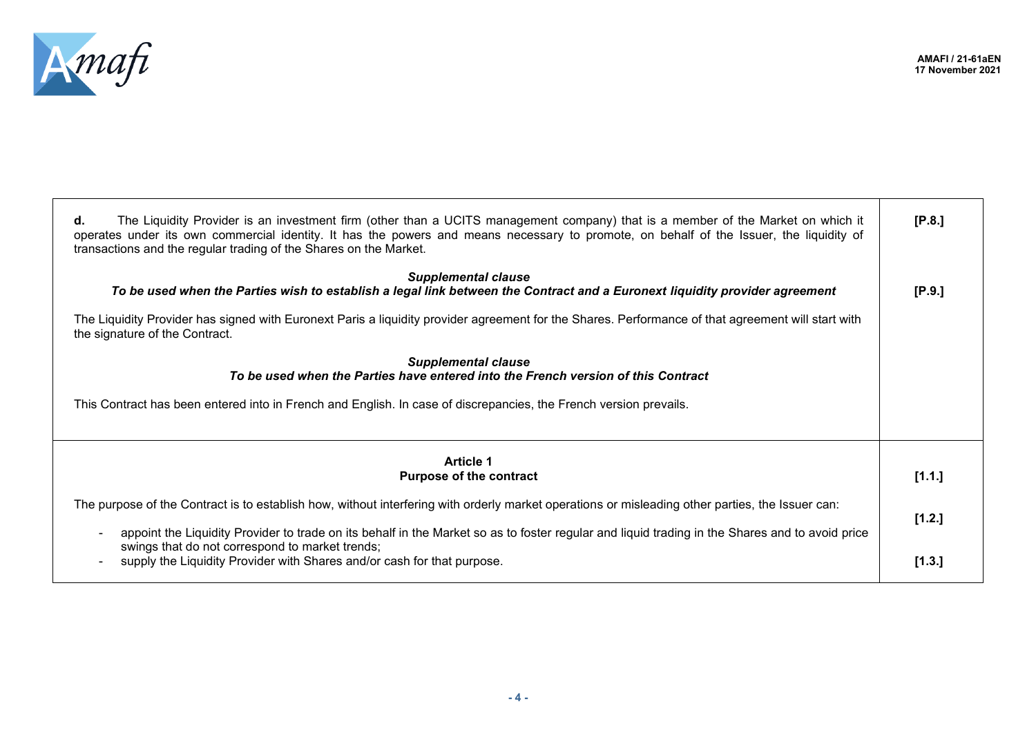| | |
|---|---|
| **d.** The Liquidity Provider is an investment firm (other than a UCITS management company) that is a member of the Market on which it operates under its own commercial identity. It has the powers and means necessary to promote, on behalf of the Issuer, the liquidity of transactions and the regular trading of the Shares on the Market. | **[P.8.]** |
| ***Supplemental clause*** <br> ***To be used when the Parties wish to establish a legal link between the Contract and a Euronext liquidity provider agreement*** <br><br> The Liquidity Provider has signed with Euronext Paris a liquidity provider agreement for the Shares. Performance of that agreement will start with the signature of the Contract. | **[P.9.]** |
| ***Supplemental clause*** <br> ***To be used when the Parties have entered into the French version of this Contract*** <br><br> This Contract has been entered into in French and English. In case of discrepancies, the French version prevails. | |
| **Article 1** <br> **Purpose of the contract** | **[1.1.]** |
| The purpose of the Contract is to establish how, without interfering with orderly market operations or misleading other parties, the Issuer can: | |
| - appoint the Liquidity Provider to trade on its behalf in the Market so as to foster regular and liquid trading in the Shares and to avoid price swings that do not correspond to market trends; | **[1.2.]** |
| - supply the Liquidity Provider with Shares and/or cash for that purpose. | **[1.3.]** |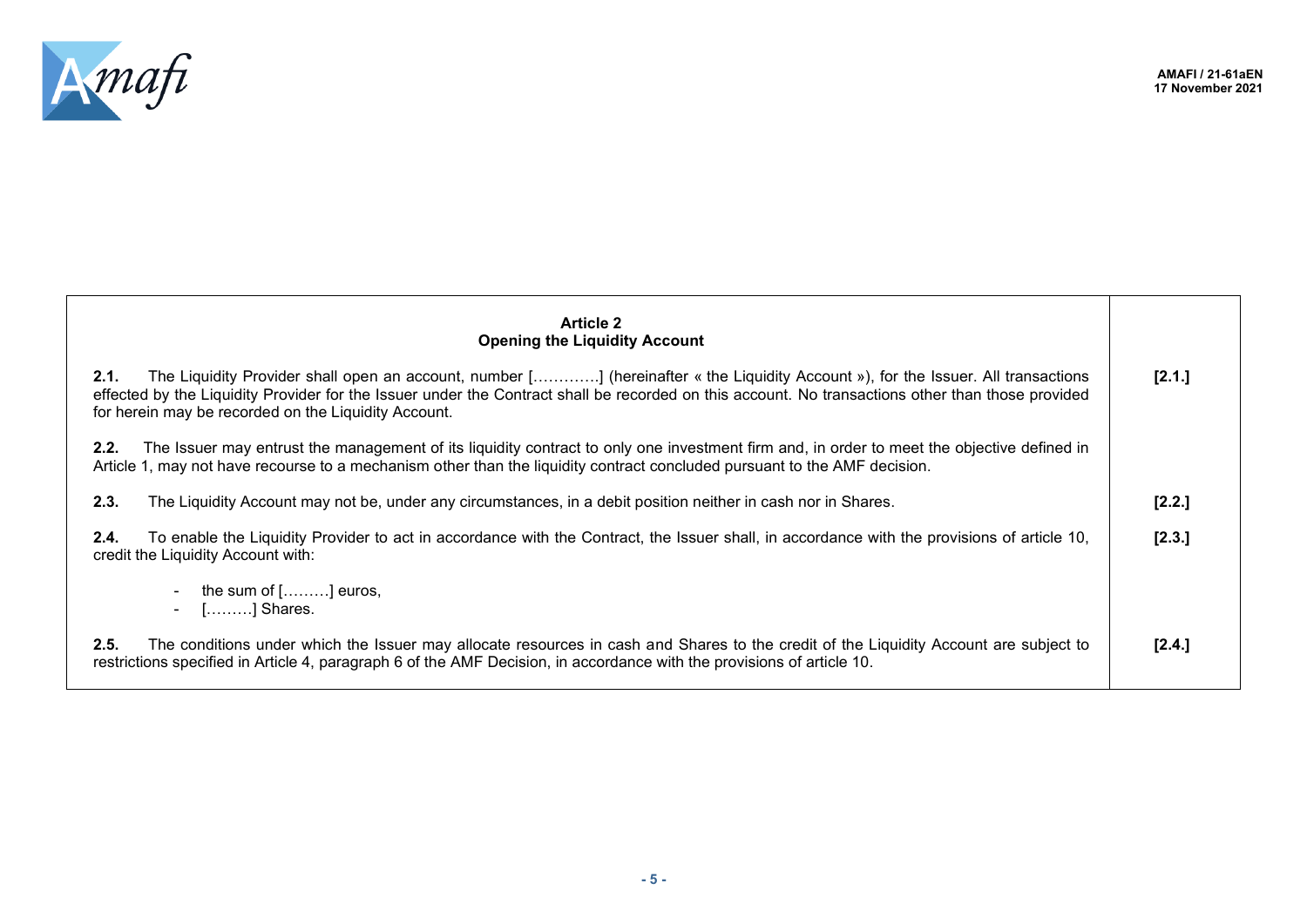| **Article 2**<br>**Opening the Liquidity Account** | |
|---|---|
| **2.1.** The Liquidity Provider shall open an account, number […………..] (hereinafter « the Liquidity Account »), for the Issuer. All transactions effected by the Liquidity Provider for the Issuer under the Contract shall be recorded on this account. No transactions other than those provided for herein may be recorded on the Liquidity Account. | **[2.1.]** |
| **2.2.** The Issuer may entrust the management of its liquidity contract to only one investment firm and, in order to meet the objective defined in Article 1, may not have recourse to a mechanism other than the liquidity contract concluded pursuant to the AMF decision. | |
| **2.3.** The Liquidity Account may not be, under any circumstances, in a debit position neither in cash nor in Shares. | **[2.2.]** |
| **2.4.** To enable the Liquidity Provider to act in accordance with the Contract, the Issuer shall, in accordance with the provisions of article 10, credit the Liquidity Account with:<br>- the sum of [………] euros,<br>- [………] Shares. | **[2.3.]** |
| **2.5.** The conditions under which the Issuer may allocate resources in cash and Shares to the credit of the Liquidity Account are subject to restrictions specified in Article 4, paragraph 6 of the AMF Decision, in accordance with the provisions of article 10. | **[2.4.]** |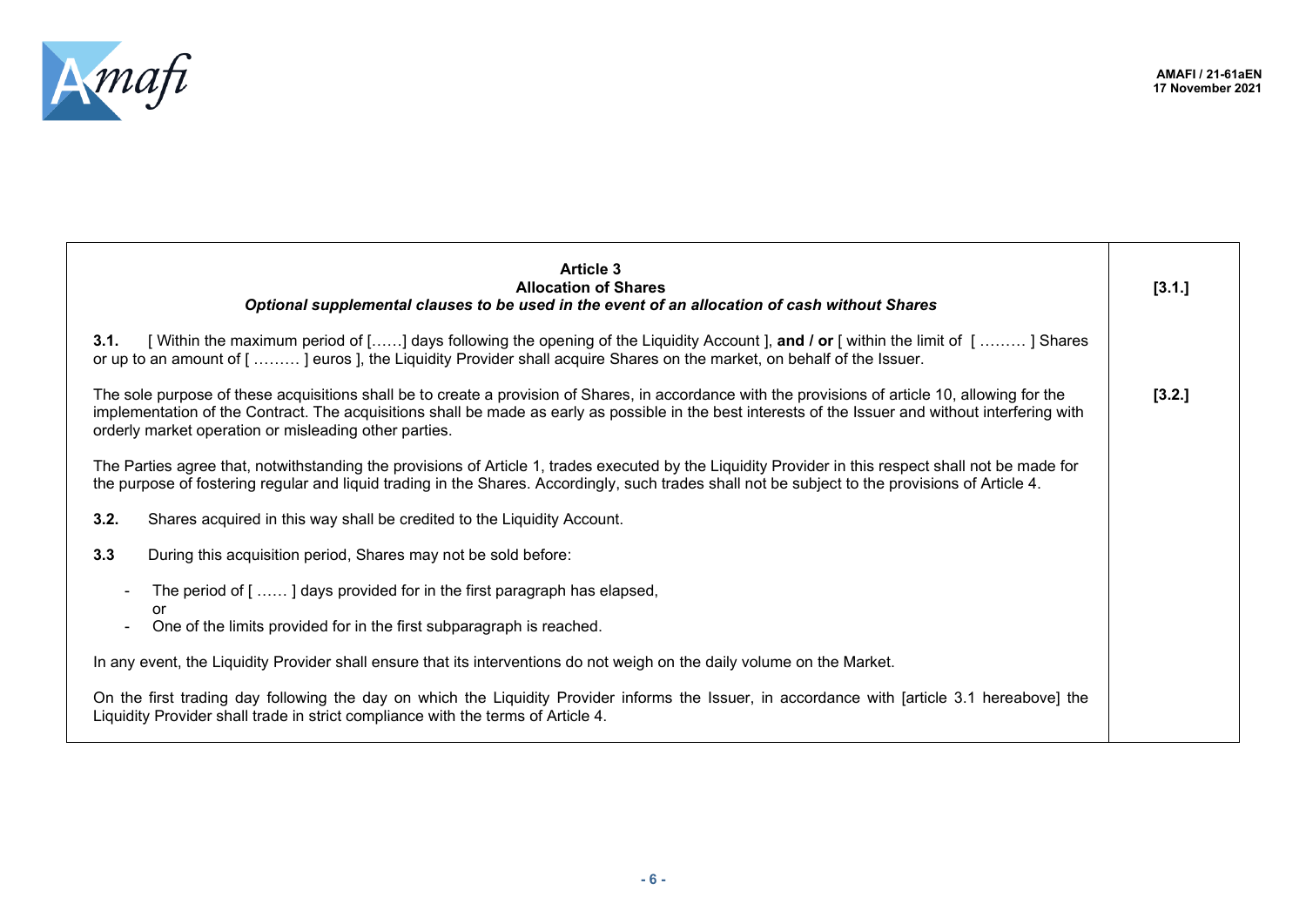**Article 3**
**Allocation of Shares**
***Optional supplemental clauses to be used in the event of an allocation of cash without Shares***

[3.1.]

**3.1.** [ Within the maximum period of [……] days following the opening of the Liquidity Account ], **and / or** [ within the limit of [ ……… ] Shares or up to an amount of [ ……… ] euros ], the Liquidity Provider shall acquire Shares on the market, on behalf of the Issuer.

[3.2.]

The sole purpose of these acquisitions shall be to create a provision of Shares, in accordance with the provisions of article 10, allowing for the implementation of the Contract. The acquisitions shall be made as early as possible in the best interests of the Issuer and without interfering with orderly market operation or misleading other parties.

The Parties agree that, notwithstanding the provisions of Article 1, trades executed by the Liquidity Provider in this respect shall not be made for the purpose of fostering regular and liquid trading in the Shares. Accordingly, such trades shall not be subject to the provisions of Article 4.

**3.2.** Shares acquired in this way shall be credited to the Liquidity Account.

**3.3** During this acquisition period, Shares may not be sold before:

- The period of [ …… ] days provided for in the first paragraph has elapsed,
  or
- One of the limits provided for in the first subparagraph is reached.

In any event, the Liquidity Provider shall ensure that its interventions do not weigh on the daily volume on the Market.

On the first trading day following the day on which the Liquidity Provider informs the Issuer, in accordance with [article 3.1 hereabove] the Liquidity Provider shall trade in strict compliance with the terms of Article 4.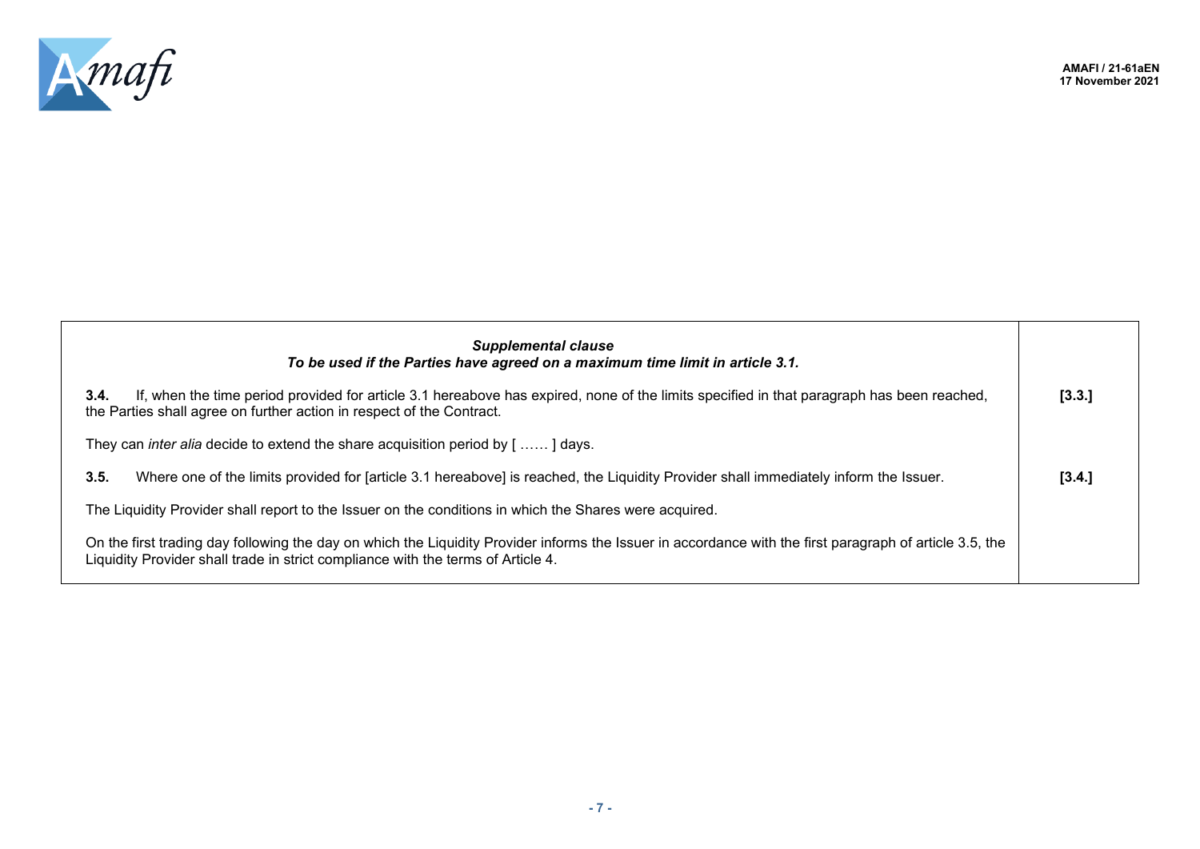| *Supplemental clause*<br>***To be used if the Parties have agreed on a maximum time limit in article 3.1.*** | |
|---|---|
| **3.4.** If, when the time period provided for article 3.1 hereabove has expired, none of the limits specified in that paragraph has been reached, the Parties shall agree on further action in respect of the Contract.<br><br>They can *inter alia* decide to extend the share acquisition period by [ …… ] days. | **[3.3.]** |
| **3.5.** Where one of the limits provided for [article 3.1 hereabove] is reached, the Liquidity Provider shall immediately inform the Issuer.<br><br>The Liquidity Provider shall report to the Issuer on the conditions in which the Shares were acquired.<br><br>On the first trading day following the day on which the Liquidity Provider informs the Issuer in accordance with the first paragraph of article 3.5, the Liquidity Provider shall trade in strict compliance with the terms of Article 4. | **[3.4.]** |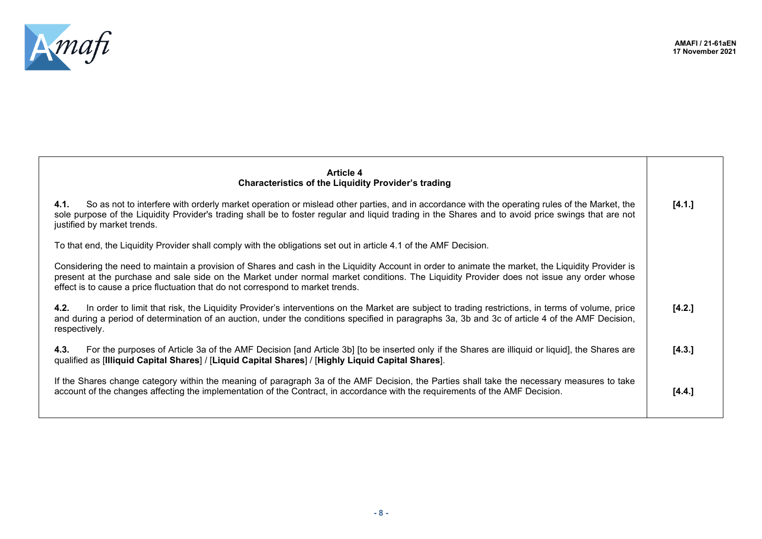| **Article 4** **Characteristics of the Liquidity Provider's trading** | |
|---|---|
| **4.1.** So as not to interfere with orderly market operation or mislead other parties, and in accordance with the operating rules of the Market, the sole purpose of the Liquidity Provider's trading shall be to foster regular and liquid trading in the Shares and to avoid price swings that are not justified by market trends.<br><br>To that end, the Liquidity Provider shall comply with the obligations set out in article 4.1 of the AMF Decision.<br><br>Considering the need to maintain a provision of Shares and cash in the Liquidity Account in order to animate the market, the Liquidity Provider is present at the purchase and sale side on the Market under normal market conditions. The Liquidity Provider does not issue any order whose effect is to cause a price fluctuation that do not correspond to market trends. | **[4.1.]** |
| **4.2.** In order to limit that risk, the Liquidity Provider's interventions on the Market are subject to trading restrictions, in terms of volume, price and during a period of determination of an auction, under the conditions specified in paragraphs 3a, 3b and 3c of article 4 of the AMF Decision, respectively. | **[4.2.]** |
| **4.3.** For the purposes of Article 3a of the AMF Decision [and Article 3b] [to be inserted only if the Shares are illiquid or liquid], the Shares are qualified as [**Illiquid Capital Shares**] / [**Liquid Capital Shares**] / [**Highly Liquid Capital Shares**]. | **[4.3.]** |
| If the Shares change category within the meaning of paragraph 3a of the AMF Decision, the Parties shall take the necessary measures to take account of the changes affecting the implementation of the Contract, in accordance with the requirements of the AMF Decision. | **[4.4.]** |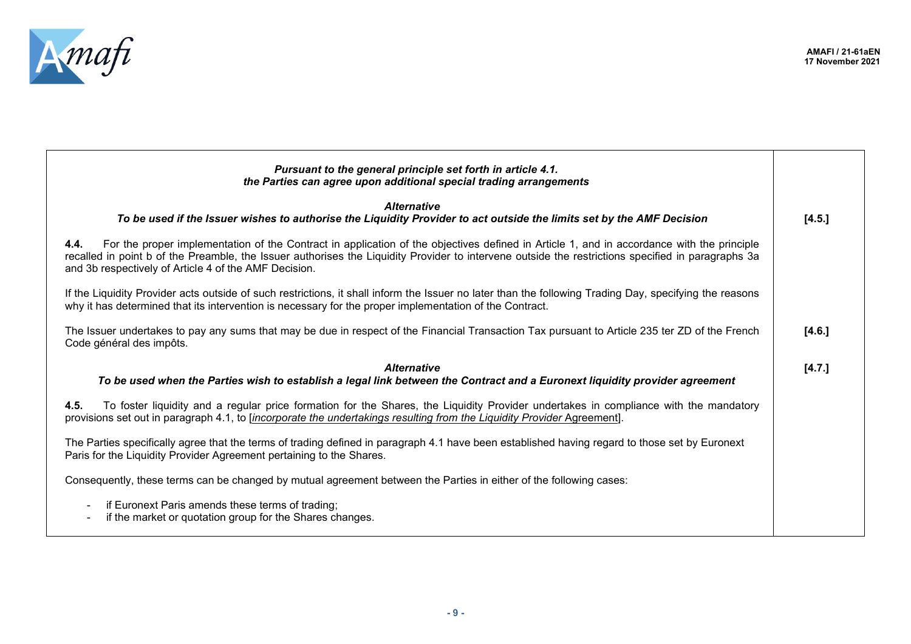| | |
|---|---|
| ***Pursuant to the general principle set forth in article 4.1. the Parties can agree upon additional special trading arrangements*** | |
| ***Alternative*** ***To be used if the Issuer wishes to authorise the Liquidity Provider to act outside the limits set by the AMF Decision*** | **[4.5.]** |
| **4.4.** For the proper implementation of the Contract in application of the objectives defined in Article 1, and in accordance with the principle recalled in point b of the Preamble, the Issuer authorises the Liquidity Provider to intervene outside the restrictions specified in paragraphs 3a and 3b respectively of Article 4 of the AMF Decision. | |
| If the Liquidity Provider acts outside of such restrictions, it shall inform the Issuer no later than the following Trading Day, specifying the reasons why it has determined that its intervention is necessary for the proper implementation of the Contract. | |
| The Issuer undertakes to pay any sums that may be due in respect of the Financial Transaction Tax pursuant to Article 235 ter ZD of the French Code général des impôts. | **[4.6.]** |
| ***Alternative*** ***To be used when the Parties wish to establish a legal link between the Contract and a Euronext liquidity provider agreement*** | **[4.7.]** |
| **4.5.** To foster liquidity and a regular price formation for the Shares, the Liquidity Provider undertakes in compliance with the mandatory provisions set out in paragraph 4.1, to [*incorporate the undertakings resulting from the Liquidity Provider* Agreement]. | |
| The Parties specifically agree that the terms of trading defined in paragraph 4.1 have been established having regard to those set by Euronext Paris for the Liquidity Provider Agreement pertaining to the Shares. | |
| Consequently, these terms can be changed by mutual agreement between the Parties in either of the following cases: <br> - if Euronext Paris amends these terms of trading; <br> - if the market or quotation group for the Shares changes. | |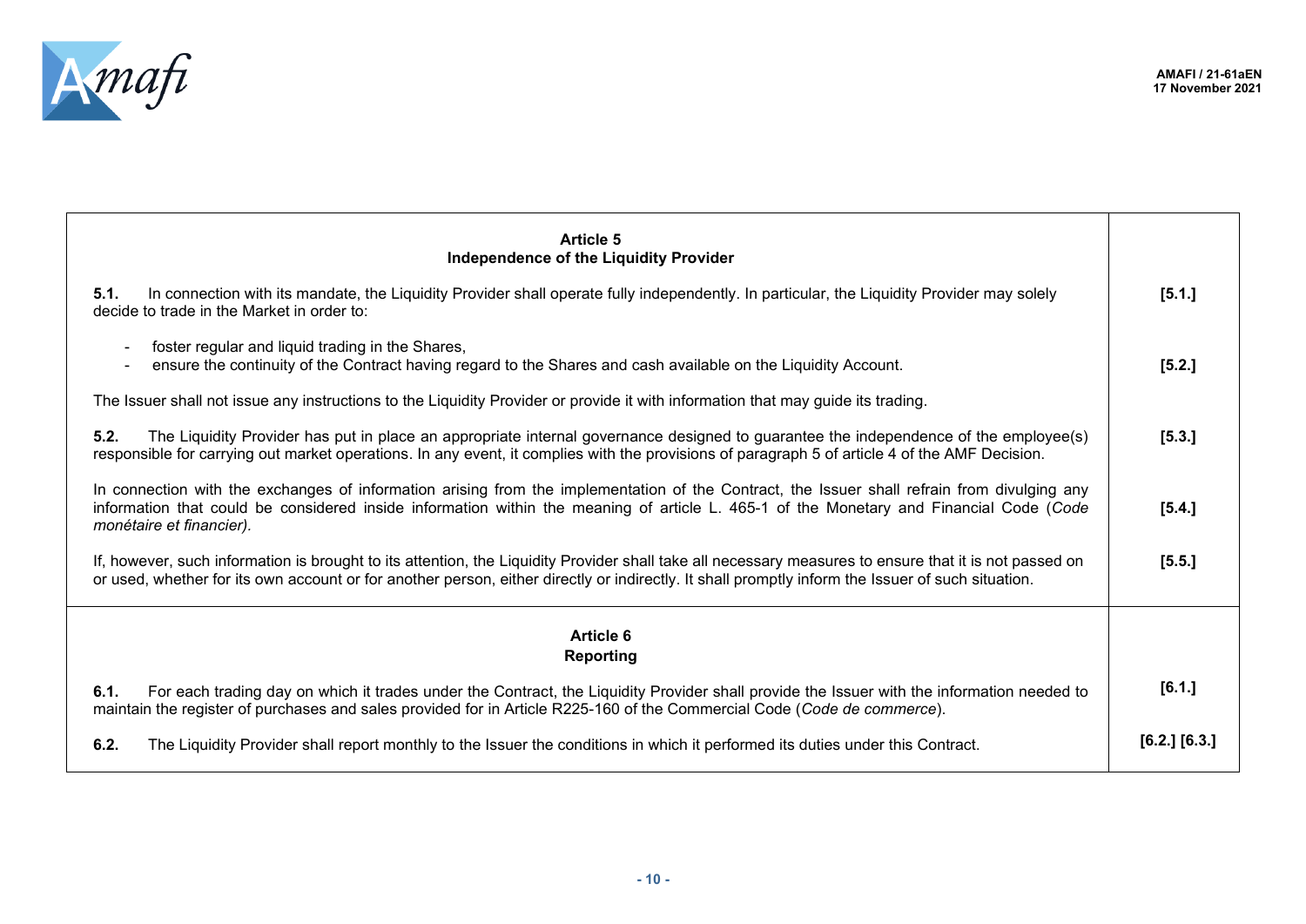| Article 5<br>Independence of the Liquidity Provider | |
|---|---|
| **5.1.** In connection with its mandate, the Liquidity Provider shall operate fully independently. In particular, the Liquidity Provider may solely decide to trade in the Market in order to: | **[5.1.]** |
| - foster regular and liquid trading in the Shares,<br>- ensure the continuity of the Contract having regard to the Shares and cash available on the Liquidity Account. | **[5.2.]** |
| The Issuer shall not issue any instructions to the Liquidity Provider or provide it with information that may guide its trading. | |
| **5.2.** The Liquidity Provider has put in place an appropriate internal governance designed to guarantee the independence of the employee(s) responsible for carrying out market operations. In any event, it complies with the provisions of paragraph 5 of article 4 of the AMF Decision. | **[5.3.]** |
| In connection with the exchanges of information arising from the implementation of the Contract, the Issuer shall refrain from divulging any information that could be considered inside information within the meaning of article L. 465-1 of the Monetary and Financial Code (*Code monétaire et financier).* | **[5.4.]** |
| If, however, such information is brought to its attention, the Liquidity Provider shall take all necessary measures to ensure that it is not passed on or used, whether for its own account or for another person, either directly or indirectly. It shall promptly inform the Issuer of such situation. | **[5.5.]** |
| **Article 6<br>Reporting** | |
| **6.1.** For each trading day on which it trades under the Contract, the Liquidity Provider shall provide the Issuer with the information needed to maintain the register of purchases and sales provided for in Article R225-160 of the Commercial Code (*Code de commerce*). | **[6.1.]** |
| **6.2.** The Liquidity Provider shall report monthly to the Issuer the conditions in which it performed its duties under this Contract. | **[6.2.] [6.3.]** |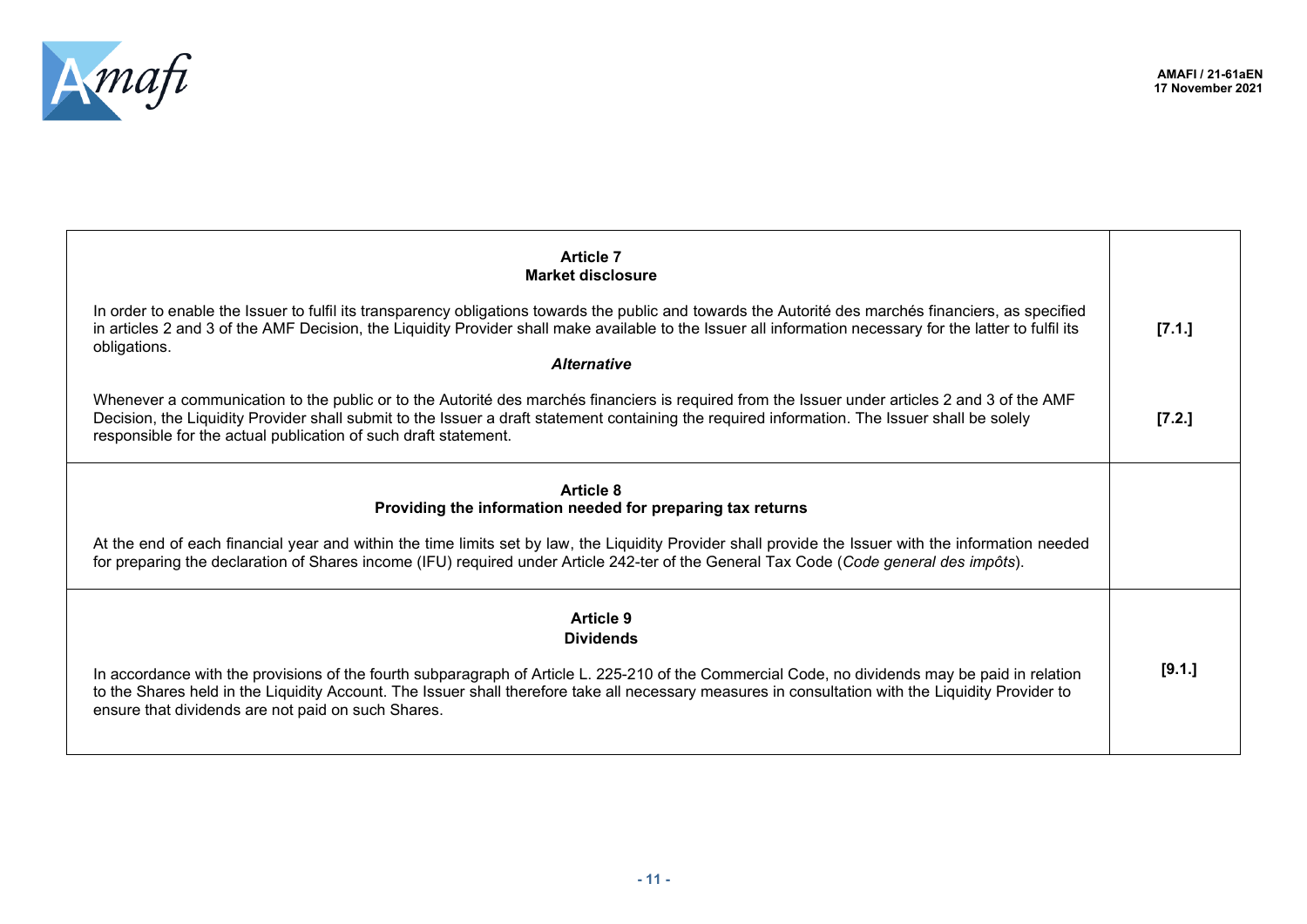| | |
|---|---|
| **Article 7**<br>**Market disclosure**<br><br>In order to enable the Issuer to fulfil its transparency obligations towards the public and towards the Autorité des marchés financiers, as specified in articles 2 and 3 of the AMF Decision, the Liquidity Provider shall make available to the Issuer all information necessary for the latter to fulfil its obligations.<br>***Alternative***<br>Whenever a communication to the public or to the Autorité des marchés financiers is required from the Issuer under articles 2 and 3 of the AMF Decision, the Liquidity Provider shall submit to the Issuer a draft statement containing the required information. The Issuer shall be solely responsible for the actual publication of such draft statement. | **[7.1.]**<br><br>**[7.2.]** |
| **Article 8**<br>**Providing the information needed for preparing tax returns**<br><br>At the end of each financial year and within the time limits set by law, the Liquidity Provider shall provide the Issuer with the information needed for preparing the declaration of Shares income (IFU) required under Article 242-ter of the General Tax Code (*Code general des impôts*). | |
| **Article 9**<br>**Dividends**<br><br>In accordance with the provisions of the fourth subparagraph of Article L. 225-210 of the Commercial Code, no dividends may be paid in relation to the Shares held in the Liquidity Account. The Issuer shall therefore take all necessary measures in consultation with the Liquidity Provider to ensure that dividends are not paid on such Shares. | **[9.1.]** |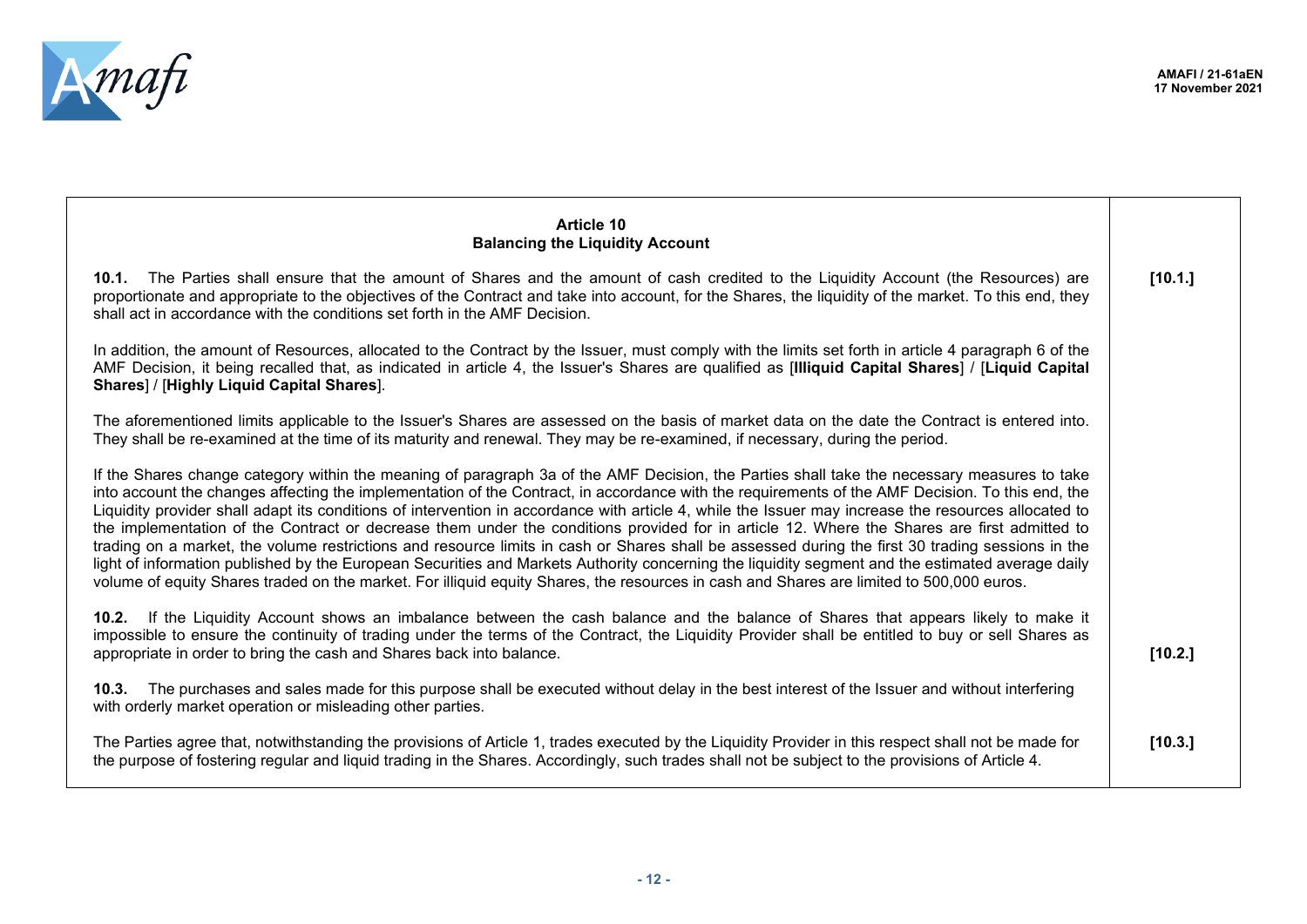## Article 10
## Balancing the Liquidity Account

**10.1.** The Parties shall ensure that the amount of Shares and the amount of cash credited to the Liquidity Account (the Resources) are proportionate and appropriate to the objectives of the Contract and take into account, for the Shares, the liquidity of the market. To this end, they shall act in accordance with the conditions set forth in the AMF Decision. **[10.1.]**

In addition, the amount of Resources, allocated to the Contract by the Issuer, must comply with the limits set forth in article 4 paragraph 6 of the AMF Decision, it being recalled that, as indicated in article 4, the Issuer's Shares are qualified as [**Illiquid Capital Shares**] / [**Liquid Capital Shares**] / [**Highly Liquid Capital Shares**].

The aforementioned limits applicable to the Issuer's Shares are assessed on the basis of market data on the date the Contract is entered into. They shall be re-examined at the time of its maturity and renewal. They may be re-examined, if necessary, during the period.

If the Shares change category within the meaning of paragraph 3a of the AMF Decision, the Parties shall take the necessary measures to take into account the changes affecting the implementation of the Contract, in accordance with the requirements of the AMF Decision. To this end, the Liquidity provider shall adapt its conditions of intervention in accordance with article 4, while the Issuer may increase the resources allocated to the implementation of the Contract or decrease them under the conditions provided for in article 12. Where the Shares are first admitted to trading on a market, the volume restrictions and resource limits in cash or Shares shall be assessed during the first 30 trading sessions in the light of information published by the European Securities and Markets Authority concerning the liquidity segment and the estimated average daily volume of equity Shares traded on the market. For illiquid equity Shares, the resources in cash and Shares are limited to 500,000 euros.

**10.2.** If the Liquidity Account shows an imbalance between the cash balance and the balance of Shares that appears likely to make it impossible to ensure the continuity of trading under the terms of the Contract, the Liquidity Provider shall be entitled to buy or sell Shares as appropriate in order to bring the cash and Shares back into balance. **[10.2.]**

**10.3.** The purchases and sales made for this purpose shall be executed without delay in the best interest of the Issuer and without interfering with orderly market operation or misleading other parties.

The Parties agree that, notwithstanding the provisions of Article 1, trades executed by the Liquidity Provider in this respect shall not be made for the purpose of fostering regular and liquid trading in the Shares. Accordingly, such trades shall not be subject to the provisions of Article 4. **[10.3.]**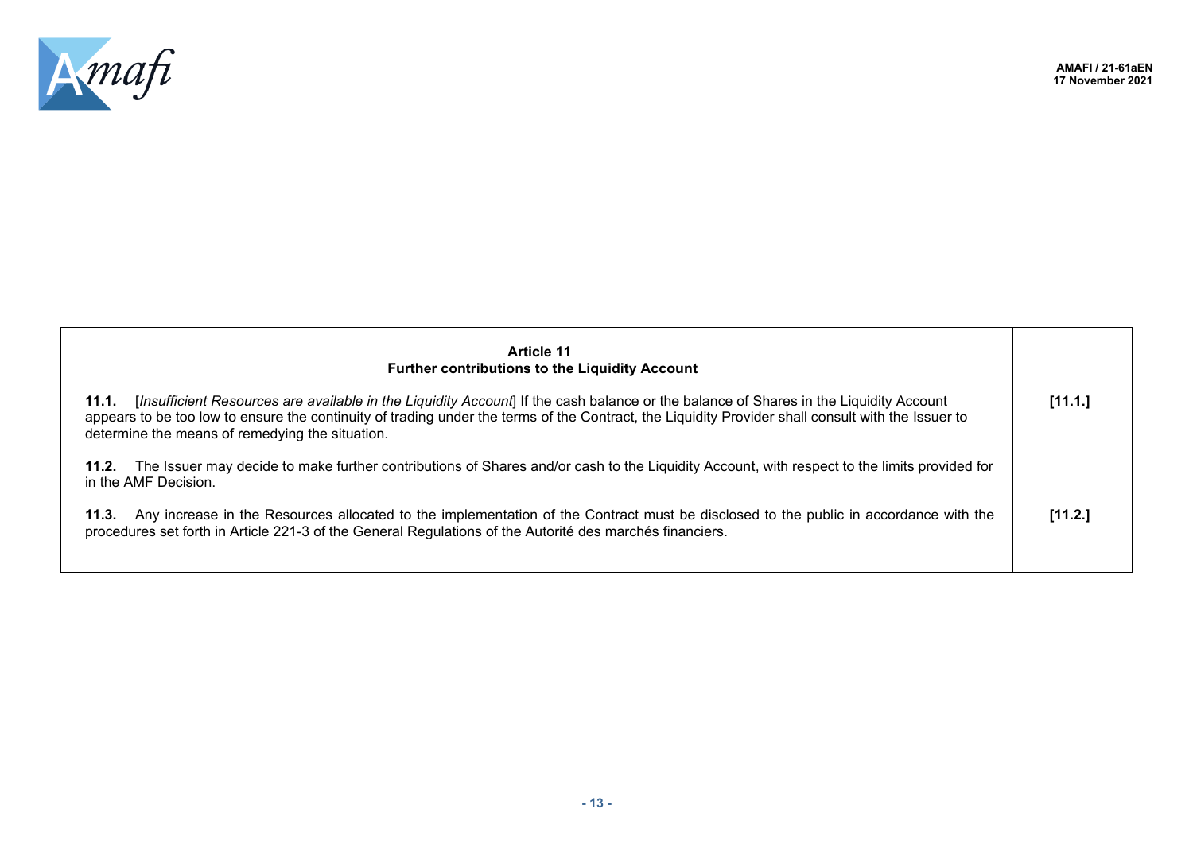| **Article 11**<br>**Further contributions to the Liquidity Account** | |
|---|---|
| **11.1.** [*Insufficient Resources are available in the Liquidity Account*] If the cash balance or the balance of Shares in the Liquidity Account appears to be too low to ensure the continuity of trading under the terms of the Contract, the Liquidity Provider shall consult with the Issuer to determine the means of remedying the situation. | **[11.1.]** |
| **11.2.** The Issuer may decide to make further contributions of Shares and/or cash to the Liquidity Account, with respect to the limits provided for in the AMF Decision. | |
| **11.3.** Any increase in the Resources allocated to the implementation of the Contract must be disclosed to the public in accordance with the procedures set forth in Article 221-3 of the General Regulations of the Autorité des marchés financiers. | **[11.2.]** |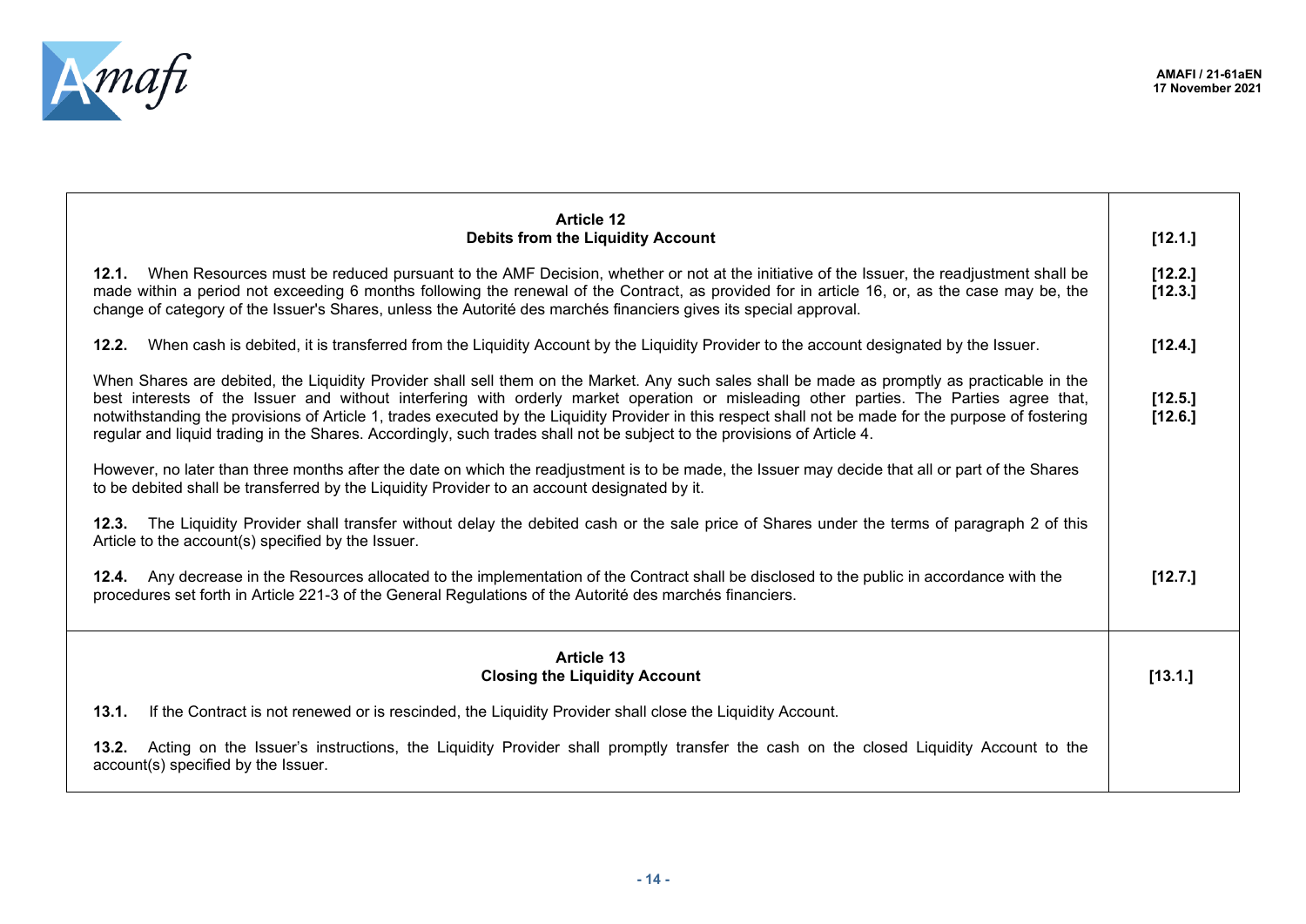| Article 12 – Debits from the Liquidity Account | [12.1.] |
|---|---|
| **12.1.** When Resources must be reduced pursuant to the AMF Decision, whether or not at the initiative of the Issuer, the readjustment shall be made within a period not exceeding 6 months following the renewal of the Contract, as provided for in article 16, or, as the case may be, the change of category of the Issuer's Shares, unless the Autorité des marchés financiers gives its special approval. | [12.2.] [12.3.] |
| **12.2.** When cash is debited, it is transferred from the Liquidity Account by the Liquidity Provider to the account designated by the Issuer. | [12.4.] |
| When Shares are debited, the Liquidity Provider shall sell them on the Market. Any such sales shall be made as promptly as practicable in the best interests of the Issuer and without interfering with orderly market operation or misleading other parties. The Parties agree that, notwithstanding the provisions of Article 1, trades executed by the Liquidity Provider in this respect shall not be made for the purpose of fostering regular and liquid trading in the Shares. Accordingly, such trades shall not be subject to the provisions of Article 4. | [12.5.] [12.6.] |
| However, no later than three months after the date on which the readjustment is to be made, the Issuer may decide that all or part of the Shares to be debited shall be transferred by the Liquidity Provider to an account designated by it. | |
| **12.3.** The Liquidity Provider shall transfer without delay the debited cash or the sale price of Shares under the terms of paragraph 2 of this Article to the account(s) specified by the Issuer. | |
| **12.4.** Any decrease in the Resources allocated to the implementation of the Contract shall be disclosed to the public in accordance with the procedures set forth in Article 221-3 of the General Regulations of the Autorité des marchés financiers. | [12.7.] |

| Article 13 – Closing the Liquidity Account | [13.1.] |
|---|---|
| **13.1.** If the Contract is not renewed or is rescinded, the Liquidity Provider shall close the Liquidity Account. | |
| **13.2.** Acting on the Issuer's instructions, the Liquidity Provider shall promptly transfer the cash on the closed Liquidity Account to the account(s) specified by the Issuer. | |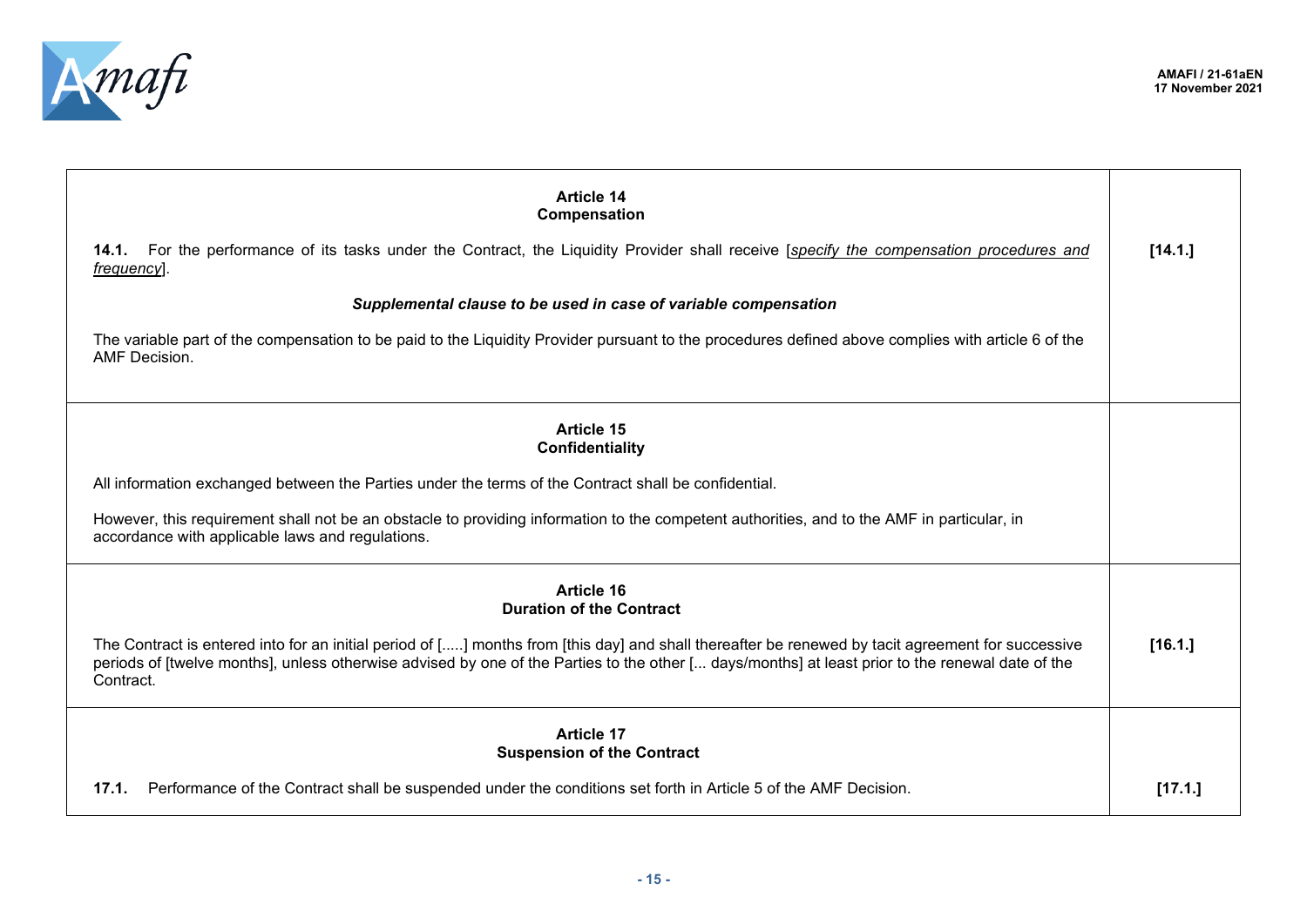| Article 14<br>**Compensation**<br><br>**14.1.** For the performance of its tasks under the Contract, the Liquidity Provider shall receive [*specify the compensation procedures and frequency*].<br><br>***Supplemental clause to be used in case of variable compensation***<br><br>The variable part of the compensation to be paid to the Liquidity Provider pursuant to the procedures defined above complies with article 6 of the AMF Decision. | **[14.1.]** |
|---|---|
| **Article 15**<br>**Confidentiality**<br><br>All information exchanged between the Parties under the terms of the Contract shall be confidential.<br><br>However, this requirement shall not be an obstacle to providing information to the competent authorities, and to the AMF in particular, in accordance with applicable laws and regulations. | |
| **Article 16**<br>**Duration of the Contract**<br><br>The Contract is entered into for an initial period of [.....] months from [this day] and shall thereafter be renewed by tacit agreement for successive periods of [twelve months], unless otherwise advised by one of the Parties to the other [... days/months] at least prior to the renewal date of the Contract. | **[16.1.]** |
| **Article 17**<br>**Suspension of the Contract**<br><br>**17.1.** Performance of the Contract shall be suspended under the conditions set forth in Article 5 of the AMF Decision. | **[17.1.]** |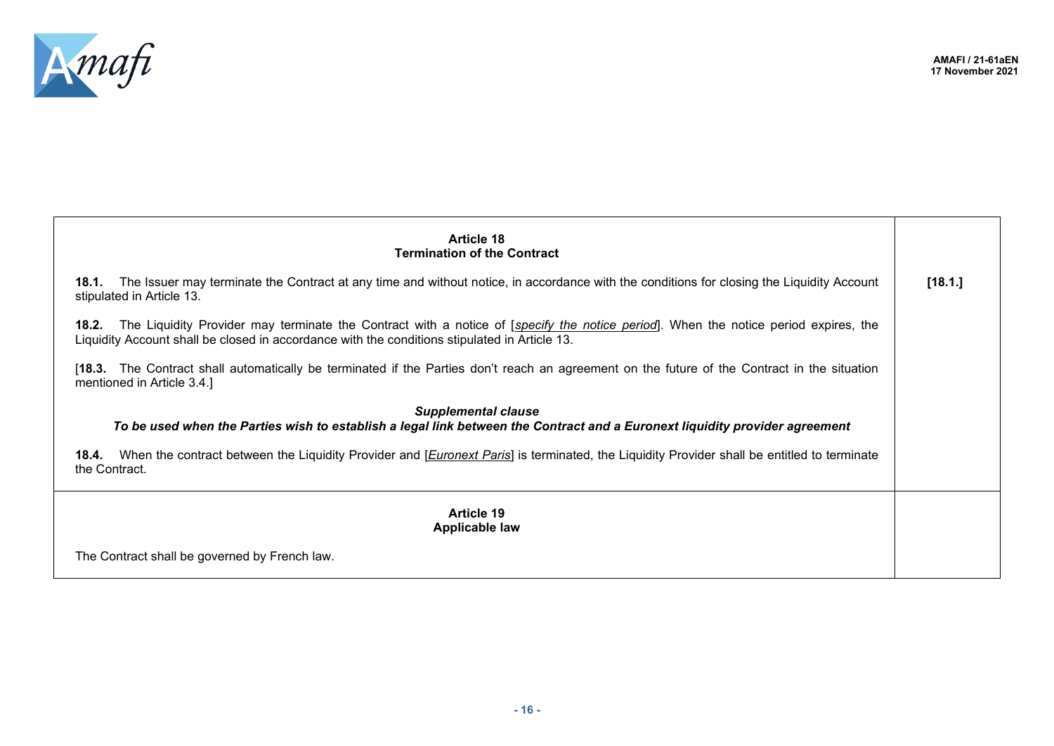| **Article 18**<br>**Termination of the Contract**<br><br>**18.1.** The Issuer may terminate the Contract at any time and without notice, in accordance with the conditions for closing the Liquidity Account stipulated in Article 13.<br><br>**18.2.** The Liquidity Provider may terminate the Contract with a notice of [*specify the notice period*]. When the notice period expires, the Liquidity Account shall be closed in accordance with the conditions stipulated in Article 13.<br><br>[**18.3.** The Contract shall automatically be terminated if the Parties don't reach an agreement on the future of the Contract in the situation mentioned in Article 3.4.]<br><br>***Supplemental clause***<br>***To be used when the Parties wish to establish a legal link between the Contract and a Euronext liquidity provider agreement***<br><br>**18.4.** When the contract between the Liquidity Provider and [*Euronext Paris*] is terminated, the Liquidity Provider shall be entitled to terminate the Contract. | **[18.1.]** |
|---|---|
| **Article 19**<br>**Applicable law**<br><br>The Contract shall be governed by French law. | |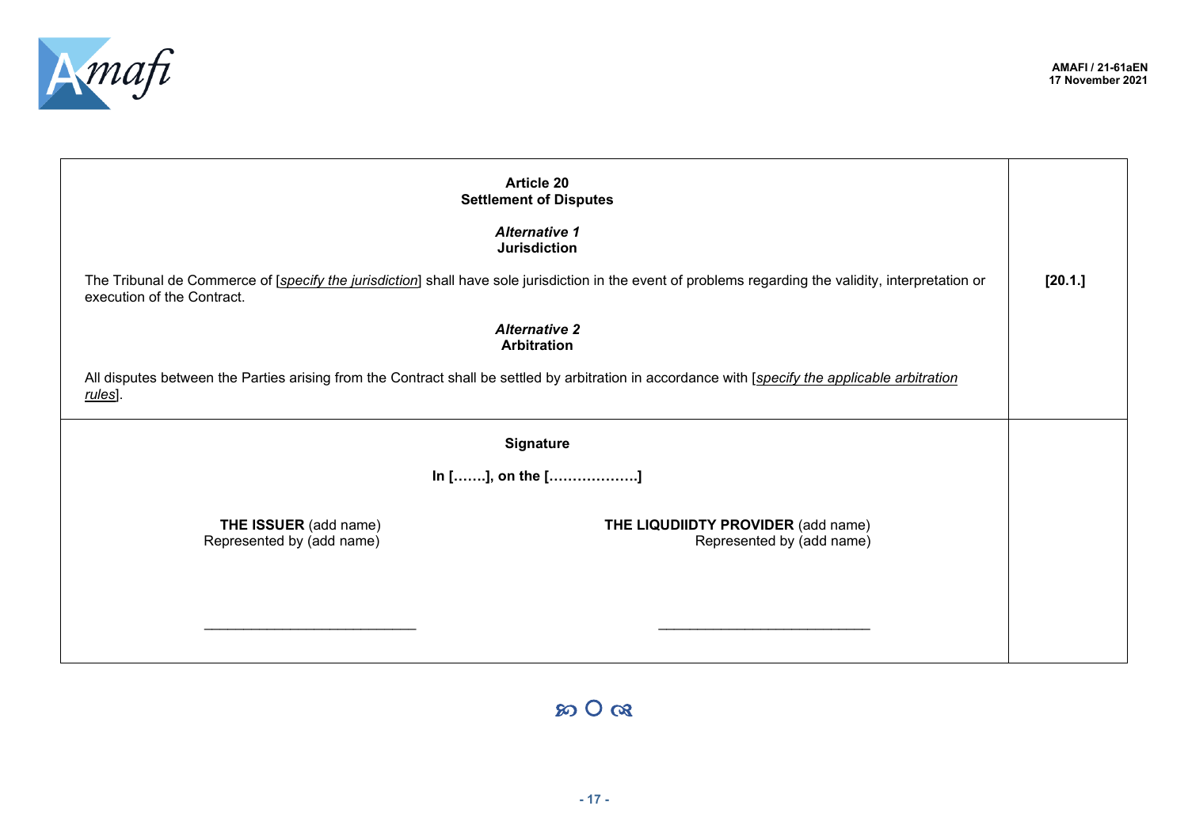| | |
|---|---|
| **Article 20**<br>**Settlement of Disputes**<br><br>***Alternative 1***<br>**Jurisdiction**<br><br>The Tribunal de Commerce of [*specify the jurisdiction*] shall have sole jurisdiction in the event of problems regarding the validity, interpretation or execution of the Contract.<br><br>***Alternative 2***<br>**Arbitration**<br><br>All disputes between the Parties arising from the Contract shall be settled by arbitration in accordance with [*specify the applicable arbitration rules*]. | **[20.1.]** |
| **Signature**<br><br>**In […….], on the [………………]**<br><br>**THE ISSUER** (add name)<br>Represented by (add name)<br><br>___________________________<br><br>**THE LIQUDIIDTY PROVIDER** (add name)<br>Represented by (add name)<br><br>___________________________ | |